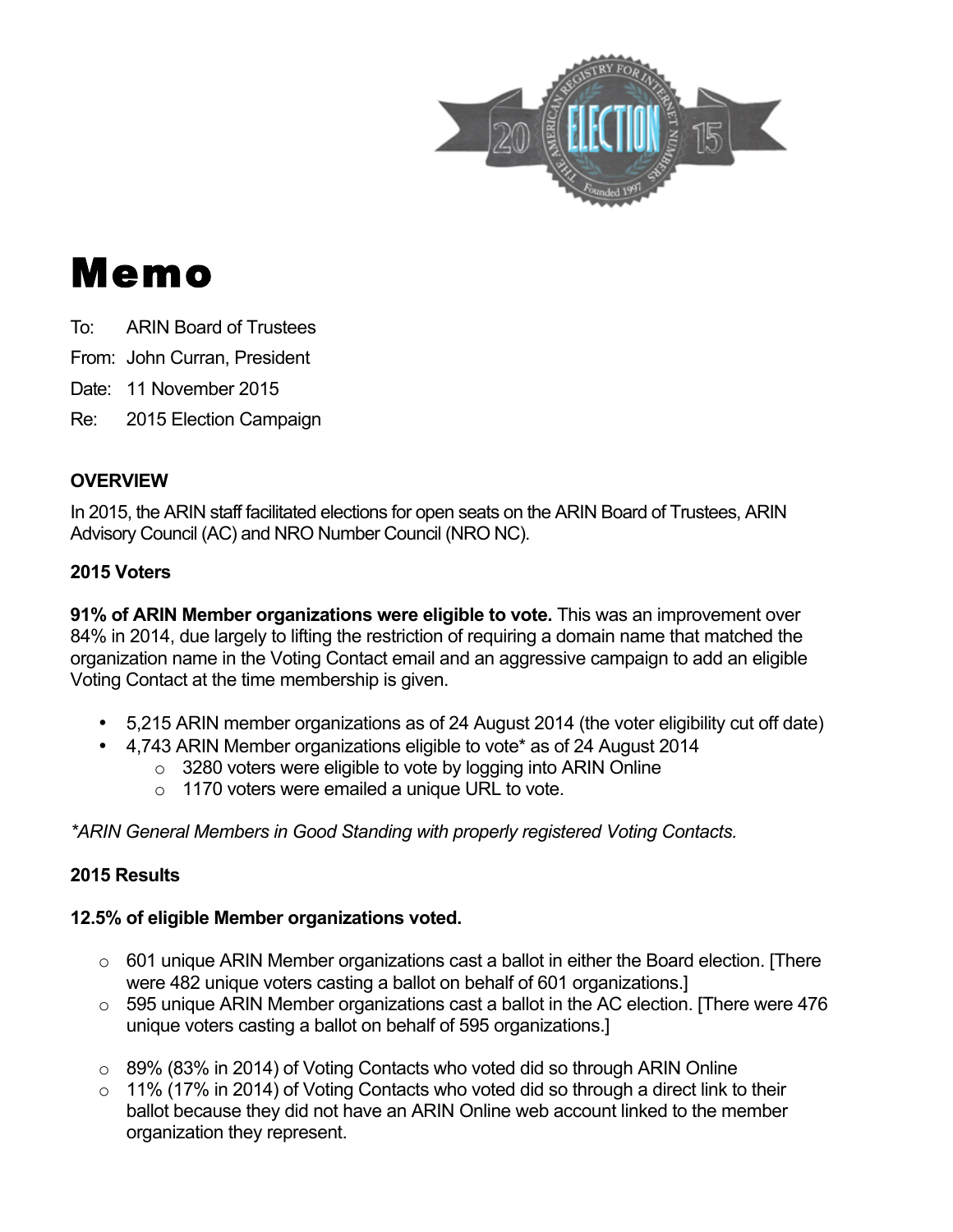# Memo

To: ARIN Board of Trustees

From: John Curran, President

Date: 11 November 2015

Re: 2015 Election Campaign

## OVERVIEW

In 2015, the ARIN staff facilitated elections for open seats on the ARIN Board of Trustees, ARIN Advisory Council (AC) and NRO Number Council (NRO NC).

### 2015 Voters

**91% of ARIN Member organizations were eligible to vote.** This was an improvement over 84% in 2014, due largely to lifting the restriction of requiring a domain name that matched the organization name in the Voting Contact email and an aggressive campaign to add an eligible Voting Contact at the time membership is given.

- 5,215 ARIN member organizations as of 24 August 2014 (the voter eligibility cut off date)
- 4,743 ARIN Member organizations eligible to vote* as of 24 August 2014
  - 3280 voters were eligible to vote by logging into ARIN Online
  - 1170 voters were emailed a unique URL to vote.

*\*ARIN General Members in Good Standing with properly registered Voting Contacts.*

### 2015 Results

**12.5% of eligible Member organizations voted.**

- 601 unique ARIN Member organizations cast a ballot in either the Board election. [There were 482 unique voters casting a ballot on behalf of 601 organizations.]
- 595 unique ARIN Member organizations cast a ballot in the AC election. [There were 476 unique voters casting a ballot on behalf of 595 organizations.]

- 89% (83% in 2014) of Voting Contacts who voted did so through ARIN Online
- 11% (17% in 2014) of Voting Contacts who voted did so through a direct link to their ballot because they did not have an ARIN Online web account linked to the member organization they represent.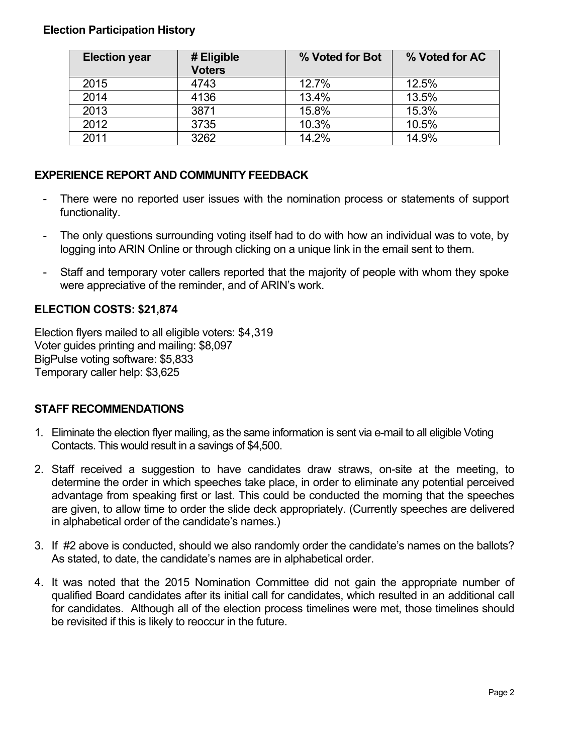**Election Participation History**

| Election year | # Eligible Voters | % Voted for Bot | % Voted for AC |
|---|---|---|---|
| 2015 | 4743 | 12.7% | 12.5% |
| 2014 | 4136 | 13.4% | 13.5% |
| 2013 | 3871 | 15.8% | 15.3% |
| 2012 | 3735 | 10.3% | 10.5% |
| 2011 | 3262 | 14.2% | 14.9% |

## EXPERIENCE REPORT AND COMMUNITY FEEDBACK

- There were no reported user issues with the nomination process or statements of support functionality.
- The only questions surrounding voting itself had to do with how an individual was to vote, by logging into ARIN Online or through clicking on a unique link in the email sent to them.
- Staff and temporary voter callers reported that the majority of people with whom they spoke were appreciative of the reminder, and of ARIN's work.

## ELECTION COSTS: $21,874

Election flyers mailed to all eligible voters: $4,319
Voter guides printing and mailing: $8,097
BigPulse voting software: $5,833
Temporary caller help: $3,625

## STAFF RECOMMENDATIONS

1. Eliminate the election flyer mailing, as the same information is sent via e-mail to all eligible Voting Contacts. This would result in a savings of $4,500.
2. Staff received a suggestion to have candidates draw straws, on-site at the meeting, to determine the order in which speeches take place, in order to eliminate any potential perceived advantage from speaking first or last. This could be conducted the morning that the speeches are given, to allow time to order the slide deck appropriately. (Currently speeches are delivered in alphabetical order of the candidate's names.)
3. If #2 above is conducted, should we also randomly order the candidate's names on the ballots? As stated, to date, the candidate's names are in alphabetical order.
4. It was noted that the 2015 Nomination Committee did not gain the appropriate number of qualified Board candidates after its initial call for candidates, which resulted in an additional call for candidates. Although all of the election process timelines were met, those timelines should be revisited if this is likely to reoccur in the future.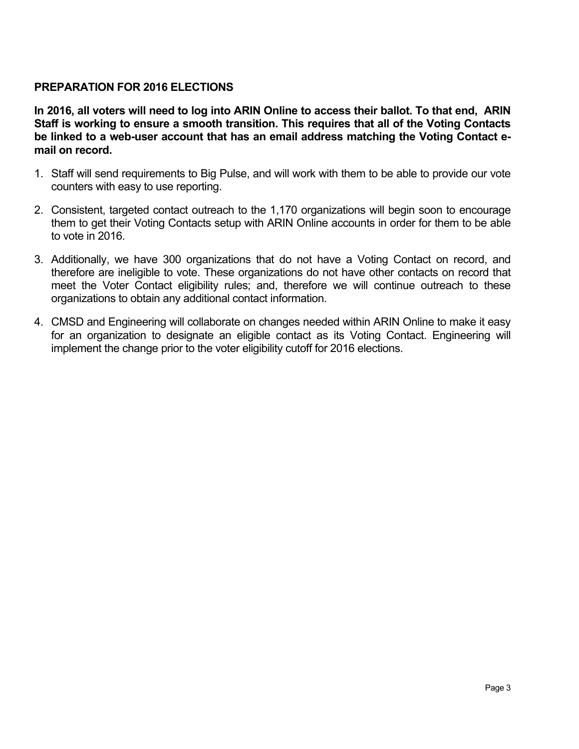## PREPARATION FOR 2016 ELECTIONS

**In 2016, all voters will need to log into ARIN Online to access their ballot. To that end, ARIN Staff is working to ensure a smooth transition. This requires that all of the Voting Contacts be linked to a web-user account that has an email address matching the Voting Contact e-mail on record.**

1. Staff will send requirements to Big Pulse, and will work with them to be able to provide our vote counters with easy to use reporting.
2. Consistent, targeted contact outreach to the 1,170 organizations will begin soon to encourage them to get their Voting Contacts setup with ARIN Online accounts in order for them to be able to vote in 2016.
3. Additionally, we have 300 organizations that do not have a Voting Contact on record, and therefore are ineligible to vote. These organizations do not have other contacts on record that meet the Voter Contact eligibility rules; and, therefore we will continue outreach to these organizations to obtain any additional contact information.
4. CMSD and Engineering will collaborate on changes needed within ARIN Online to make it easy for an organization to designate an eligible contact as its Voting Contact. Engineering will implement the change prior to the voter eligibility cutoff for 2016 elections.